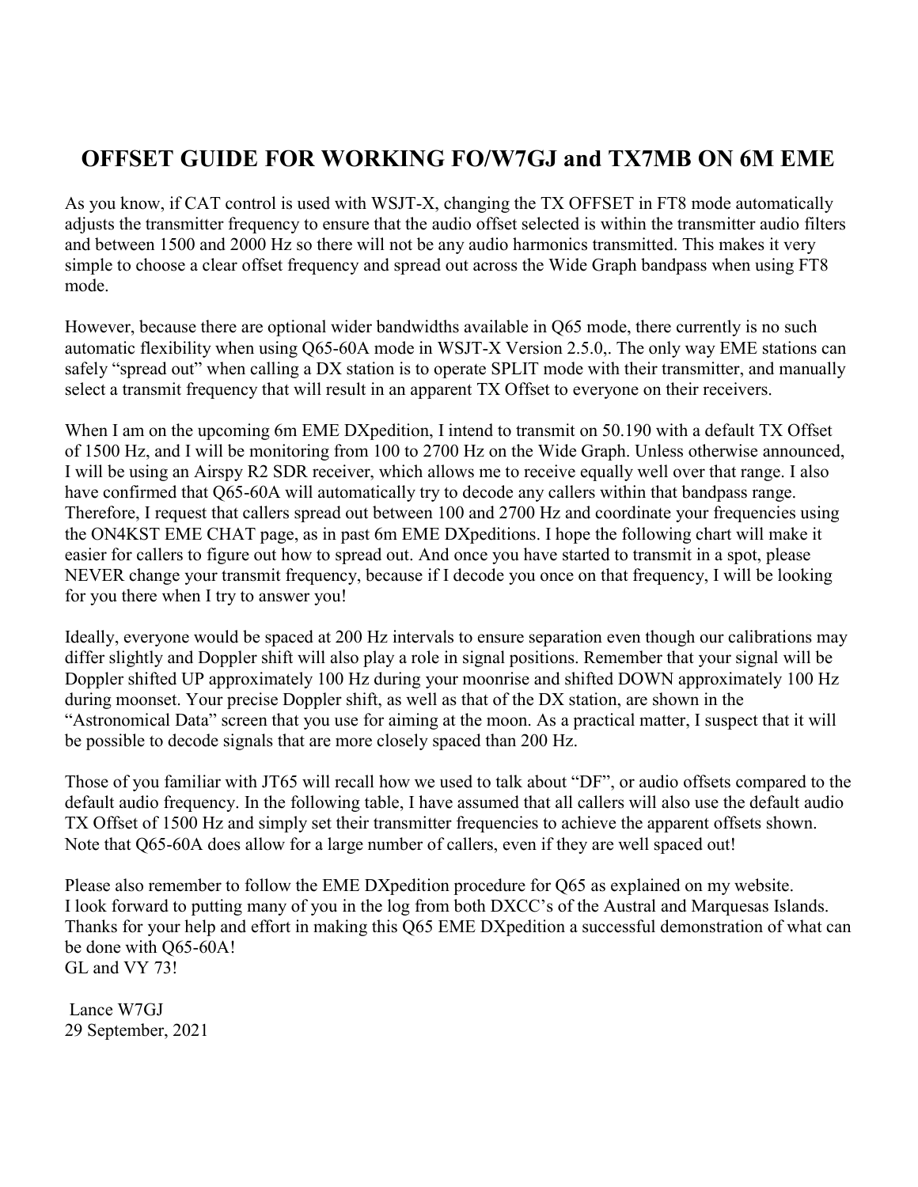# OFFSET GUIDE FOR WORKING FO/W7GJ and TX7MB ON 6M EME

As you know, if CAT control is used with WSJT-X, changing the TX OFFSET in FT8 mode automatically adjusts the transmitter frequency to ensure that the audio offset selected is within the transmitter audio filters and between 1500 and 2000 Hz so there will not be any audio harmonics transmitted. This makes it very simple to choose a clear offset frequency and spread out across the Wide Graph bandpass when using FT8 mode.

However, because there are optional wider bandwidths available in Q65 mode, there currently is no such automatic flexibility when using Q65-60A mode in WSJT-X Version 2.5.0,. The only way EME stations can safely "spread out" when calling a DX station is to operate SPLIT mode with their transmitter, and manually select a transmit frequency that will result in an apparent TX Offset to everyone on their receivers.

When I am on the upcoming 6m EME DXpedition, I intend to transmit on 50.190 with a default TX Offset of 1500 Hz, and I will be monitoring from 100 to 2700 Hz on the Wide Graph. Unless otherwise announced, I will be using an Airspy R2 SDR receiver, which allows me to receive equally well over that range. I also have confirmed that Q65-60A will automatically try to decode any callers within that bandpass range. Therefore, I request that callers spread out between 100 and 2700 Hz and coordinate your frequencies using the ON4KST EME CHAT page, as in past 6m EME DXpeditions. I hope the following chart will make it easier for callers to figure out how to spread out. And once you have started to transmit in a spot, please NEVER change your transmit frequency, because if I decode you once on that frequency, I will be looking for you there when I try to answer you!

Ideally, everyone would be spaced at 200 Hz intervals to ensure separation even though our calibrations may differ slightly and Doppler shift will also play a role in signal positions. Remember that your signal will be Doppler shifted UP approximately 100 Hz during your moonrise and shifted DOWN approximately 100 Hz during moonset. Your precise Doppler shift, as well as that of the DX station, are shown in the "Astronomical Data" screen that you use for aiming at the moon. As a practical matter, I suspect that it will be possible to decode signals that are more closely spaced than 200 Hz.

Those of you familiar with JT65 will recall how we used to talk about "DF", or audio offsets compared to the default audio frequency. In the following table, I have assumed that all callers will also use the default audio TX Offset of 1500 Hz and simply set their transmitter frequencies to achieve the apparent offsets shown. Note that Q65-60A does allow for a large number of callers, even if they are well spaced out!

Please also remember to follow the EME DXpedition procedure for Q65 as explained on my website.
I look forward to putting many of you in the log from both DXCC's of the Austral and Marquesas Islands. Thanks for your help and effort in making this Q65 EME DXpedition a successful demonstration of what can be done with Q65-60A!
GL and VY 73!

Lance W7GJ
29 September, 2021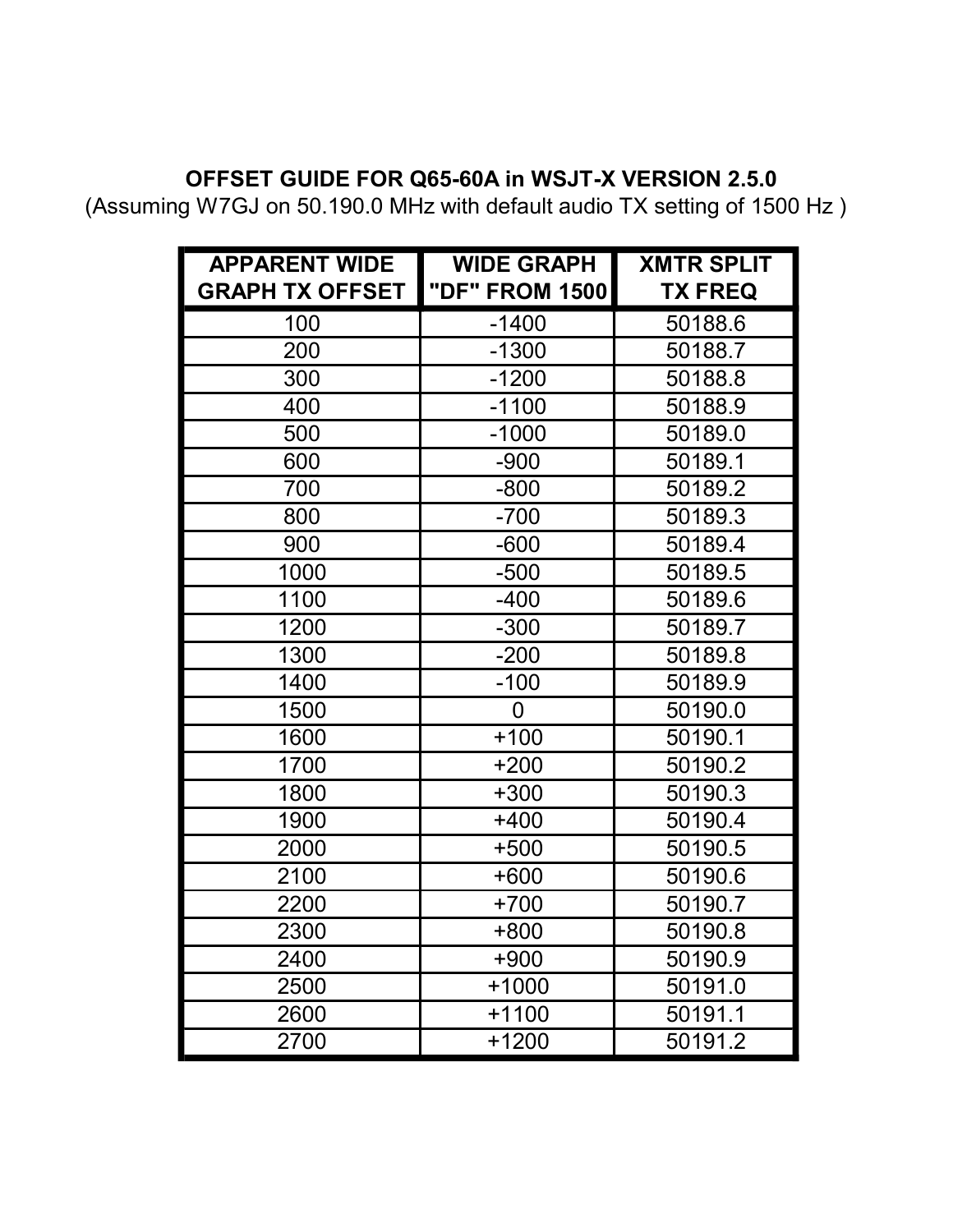**OFFSET GUIDE FOR Q65-60A in WSJT-X VERSION 2.5.0**

(Assuming W7GJ on 50.190.0 MHz with default audio TX setting of 1500 Hz )

| APPARENT WIDE GRAPH TX OFFSET | WIDE GRAPH "DF" FROM 1500 | XMTR SPLIT TX FREQ |
|---|---|---|
| 100 | -1400 | 50188.6 |
| 200 | -1300 | 50188.7 |
| 300 | -1200 | 50188.8 |
| 400 | -1100 | 50188.9 |
| 500 | -1000 | 50189.0 |
| 600 | -900 | 50189.1 |
| 700 | -800 | 50189.2 |
| 800 | -700 | 50189.3 |
| 900 | -600 | 50189.4 |
| 1000 | -500 | 50189.5 |
| 1100 | -400 | 50189.6 |
| 1200 | -300 | 50189.7 |
| 1300 | -200 | 50189.8 |
| 1400 | -100 | 50189.9 |
| 1500 | 0 | 50190.0 |
| 1600 | +100 | 50190.1 |
| 1700 | +200 | 50190.2 |
| 1800 | +300 | 50190.3 |
| 1900 | +400 | 50190.4 |
| 2000 | +500 | 50190.5 |
| 2100 | +600 | 50190.6 |
| 2200 | +700 | 50190.7 |
| 2300 | +800 | 50190.8 |
| 2400 | +900 | 50190.9 |
| 2500 | +1000 | 50191.0 |
| 2600 | +1100 | 50191.1 |
| 2700 | +1200 | 50191.2 |